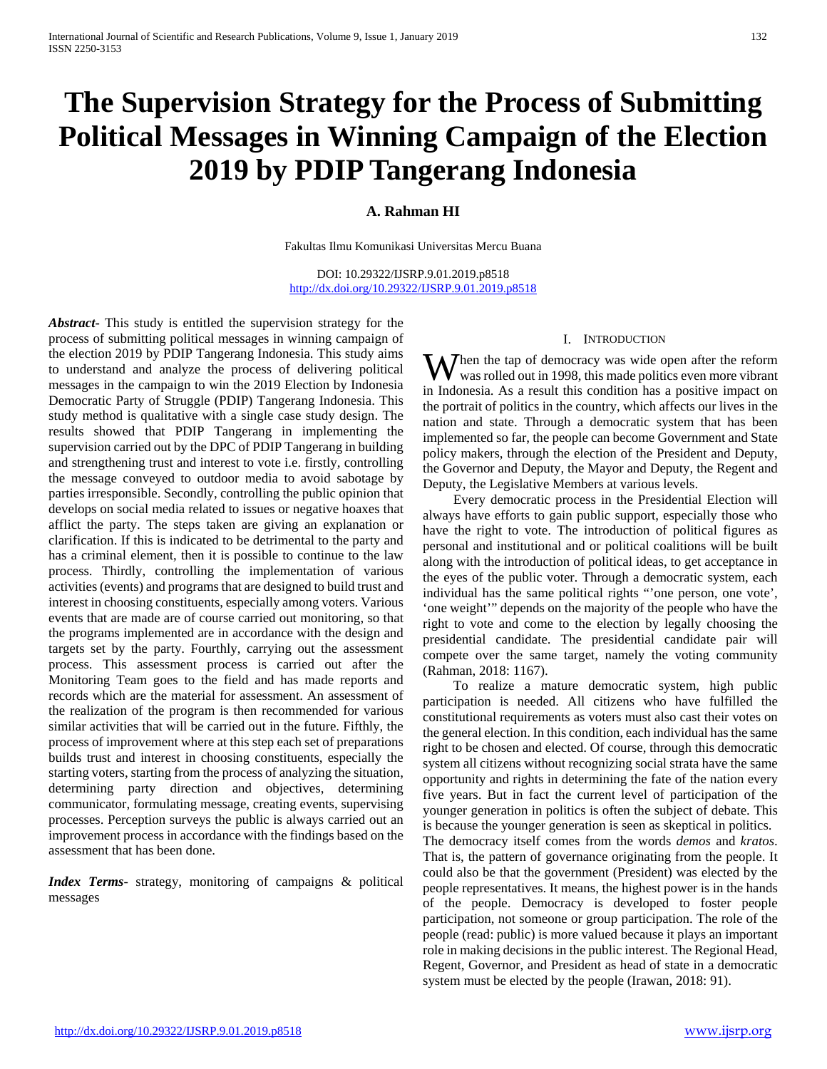# The Supervision Strategy for the Process of Submitting Political Messages in Winning Campaign of the Election 2019 by PDIP Tangerang Indonesia

**A. Rahman HI**

Fakultas Ilmu Komunikasi Universitas Mercu Buana

DOI: 10.29322/IJSRP.9.01.2019.p8518
http://dx.doi.org/10.29322/IJSRP.9.01.2019.p8518

***Abstract***- This study is entitled the supervision strategy for the process of submitting political messages in winning campaign of the election 2019 by PDIP Tangerang Indonesia. This study aims to understand and analyze the process of delivering political messages in the campaign to win the 2019 Election by Indonesia Democratic Party of Struggle (PDIP) Tangerang Indonesia. This study method is qualitative with a single case study design. The results showed that PDIP Tangerang in implementing the supervision carried out by the DPC of PDIP Tangerang in building and strengthening trust and interest to vote i.e. firstly, controlling the message conveyed to outdoor media to avoid sabotage by parties irresponsible. Secondly, controlling the public opinion that develops on social media related to issues or negative hoaxes that afflict the party. The steps taken are giving an explanation or clarification. If this is indicated to be detrimental to the party and has a criminal element, then it is possible to continue to the law process. Thirdly, controlling the implementation of various activities (events) and programs that are designed to build trust and interest in choosing constituents, especially among voters. Various events that are made are of course carried out monitoring, so that the programs implemented are in accordance with the design and targets set by the party. Fourthly, carrying out the assessment process. This assessment process is carried out after the Monitoring Team goes to the field and has made reports and records which are the material for assessment. An assessment of the realization of the program is then recommended for various similar activities that will be carried out in the future. Fifthly, the process of improvement where at this step each set of preparations builds trust and interest in choosing constituents, especially the starting voters, starting from the process of analyzing the situation, determining party direction and objectives, determining communicator, formulating message, creating events, supervising processes. Perception surveys the public is always carried out an improvement process in accordance with the findings based on the assessment that has been done.

***Index Terms***- strategy, monitoring of campaigns & political messages

## I. Introduction

When the tap of democracy was wide open after the reform was rolled out in 1998, this made politics even more vibrant in Indonesia. As a result this condition has a positive impact on the portrait of politics in the country, which affects our lives in the nation and state. Through a democratic system that has been implemented so far, the people can become Government and State policy makers, through the election of the President and Deputy, the Governor and Deputy, the Mayor and Deputy, the Regent and Deputy, the Legislative Members at various levels.

Every democratic process in the Presidential Election will always have efforts to gain public support, especially those who have the right to vote. The introduction of political figures as personal and institutional and or political coalitions will be built along with the introduction of political ideas, to get acceptance in the eyes of the public voter. Through a democratic system, each individual has the same political rights "'one person, one vote', 'one weight'" depends on the majority of the people who have the right to vote and come to the election by legally choosing the presidential candidate. The presidential candidate pair will compete over the same target, namely the voting community (Rahman, 2018: 1167).

To realize a mature democratic system, high public participation is needed. All citizens who have fulfilled the constitutional requirements as voters must also cast their votes on the general election. In this condition, each individual has the same right to be chosen and elected. Of course, through this democratic system all citizens without recognizing social strata have the same opportunity and rights in determining the fate of the nation every five years. But in fact the current level of participation of the younger generation in politics is often the subject of debate. This is because the younger generation is seen as skeptical in politics.

The democracy itself comes from the words *demos* and *kratos*. That is, the pattern of governance originating from the people. It could also be that the government (President) was elected by the people representatives. It means, the highest power is in the hands of the people. Democracy is developed to foster people participation, not someone or group participation. The role of the people (read: public) is more valued because it plays an important role in making decisions in the public interest. The Regional Head, Regent, Governor, and President as head of state in a democratic system must be elected by the people (Irawan, 2018: 91).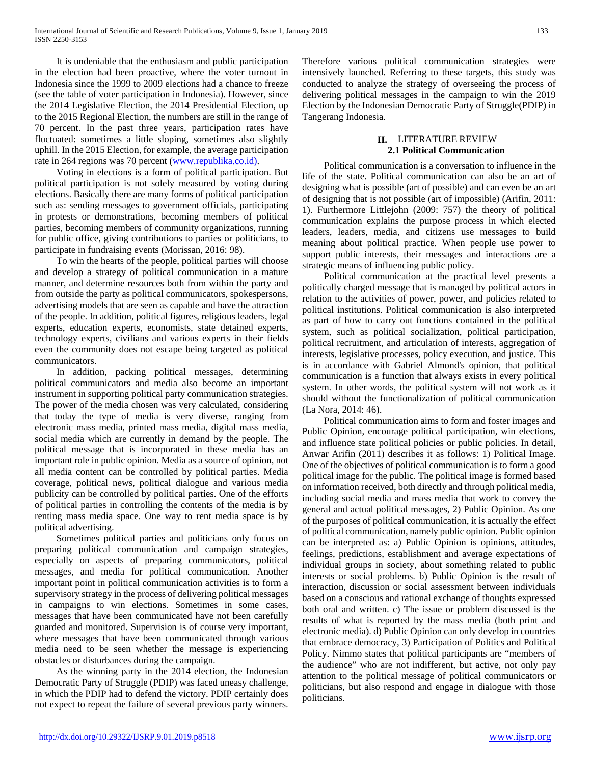It is undeniable that the enthusiasm and public participation in the election had been proactive, where the voter turnout in Indonesia since the 1999 to 2009 elections had a chance to freeze (see the table of voter participation in Indonesia). However, since the 2014 Legislative Election, the 2014 Presidential Election, up to the 2015 Regional Election, the numbers are still in the range of 70 percent. In the past three years, participation rates have fluctuated: sometimes a little sloping, sometimes also slightly uphill. In the 2015 Election, for example, the average participation rate in 264 regions was 70 percent (www.republika.co.id).

Voting in elections is a form of political participation. But political participation is not solely measured by voting during elections. Basically there are many forms of political participation such as: sending messages to government officials, participating in protests or demonstrations, becoming members of political parties, becoming members of community organizations, running for public office, giving contributions to parties or politicians, to participate in fundraising events (Morissan, 2016: 98).

To win the hearts of the people, political parties will choose and develop a strategy of political communication in a mature manner, and determine resources both from within the party and from outside the party as political communicators, spokespersons, advertising models that are seen as capable and have the attraction of the people. In addition, political figures, religious leaders, legal experts, education experts, economists, state detained experts, technology experts, civilians and various experts in their fields even the community does not escape being targeted as political communicators.

In addition, packing political messages, determining political communicators and media also become an important instrument in supporting political party communication strategies. The power of the media chosen was very calculated, considering that today the type of media is very diverse, ranging from electronic mass media, printed mass media, digital mass media, social media which are currently in demand by the people. The political message that is incorporated in these media has an important role in public opinion. Media as a source of opinion, not all media content can be controlled by political parties. Media coverage, political news, political dialogue and various media publicity can be controlled by political parties. One of the efforts of political parties in controlling the contents of the media is by renting mass media space. One way to rent media space is by political advertising.

Sometimes political parties and politicians only focus on preparing political communication and campaign strategies, especially on aspects of preparing communicators, political messages, and media for political communication. Another important point in political communication activities is to form a supervisory strategy in the process of delivering political messages in campaigns to win elections. Sometimes in some cases, messages that have been communicated have not been carefully guarded and monitored. Supervision is of course very important, where messages that have been communicated through various media need to be seen whether the message is experiencing obstacles or disturbances during the campaign.

As the winning party in the 2014 election, the Indonesian Democratic Party of Struggle (PDIP) was faced uneasy challenge, in which the PDIP had to defend the victory. PDIP certainly does not expect to repeat the failure of several previous party winners. Therefore various political communication strategies were intensively launched. Referring to these targets, this study was conducted to analyze the strategy of overseeing the process of delivering political messages in the campaign to win the 2019 Election by the Indonesian Democratic Party of Struggle(PDIP) in Tangerang Indonesia.

## II. LITERATURE REVIEW

### 2.1 Political Communication

Political communication is a conversation to influence in the life of the state. Political communication can also be an art of designing what is possible (art of possible) and can even be an art of designing that is not possible (art of impossible) (Arifin, 2011: 1). Furthermore Littlejohn (2009: 757) the theory of political communication explains the purpose process in which elected leaders, leaders, media, and citizens use messages to build meaning about political practice. When people use power to support public interests, their messages and interactions are a strategic means of influencing public policy.

Political communication at the practical level presents a politically charged message that is managed by political actors in relation to the activities of power, power, and policies related to political institutions. Political communication is also interpreted as part of how to carry out functions contained in the political system, such as political socialization, political participation, political recruitment, and articulation of interests, aggregation of interests, legislative processes, policy execution, and justice. This is in accordance with Gabriel Almond's opinion, that political communication is a function that always exists in every political system. In other words, the political system will not work as it should without the functionalization of political communication (La Nora, 2014: 46).

Political communication aims to form and foster images and Public Opinion, encourage political participation, win elections, and influence state political policies or public policies. In detail, Anwar Arifin (2011) describes it as follows: 1) Political Image. One of the objectives of political communication is to form a good political image for the public. The political image is formed based on information received, both directly and through political media, including social media and mass media that work to convey the general and actual political messages, 2) Public Opinion. As one of the purposes of political communication, it is actually the effect of political communication, namely public opinion. Public opinion can be interpreted as: a) Public Opinion is opinions, attitudes, feelings, predictions, establishment and average expectations of individual groups in society, about something related to public interests or social problems. b) Public Opinion is the result of interaction, discussion or social assessment between individuals based on a conscious and rational exchange of thoughts expressed both oral and written. c) The issue or problem discussed is the results of what is reported by the mass media (both print and electronic media). d) Public Opinion can only develop in countries that embrace democracy, 3) Participation of Politics and Political Policy. Nimmo states that political participants are "members of the audience" who are not indifferent, but active, not only pay attention to the political message of political communicators or politicians, but also respond and engage in dialogue with those politicians.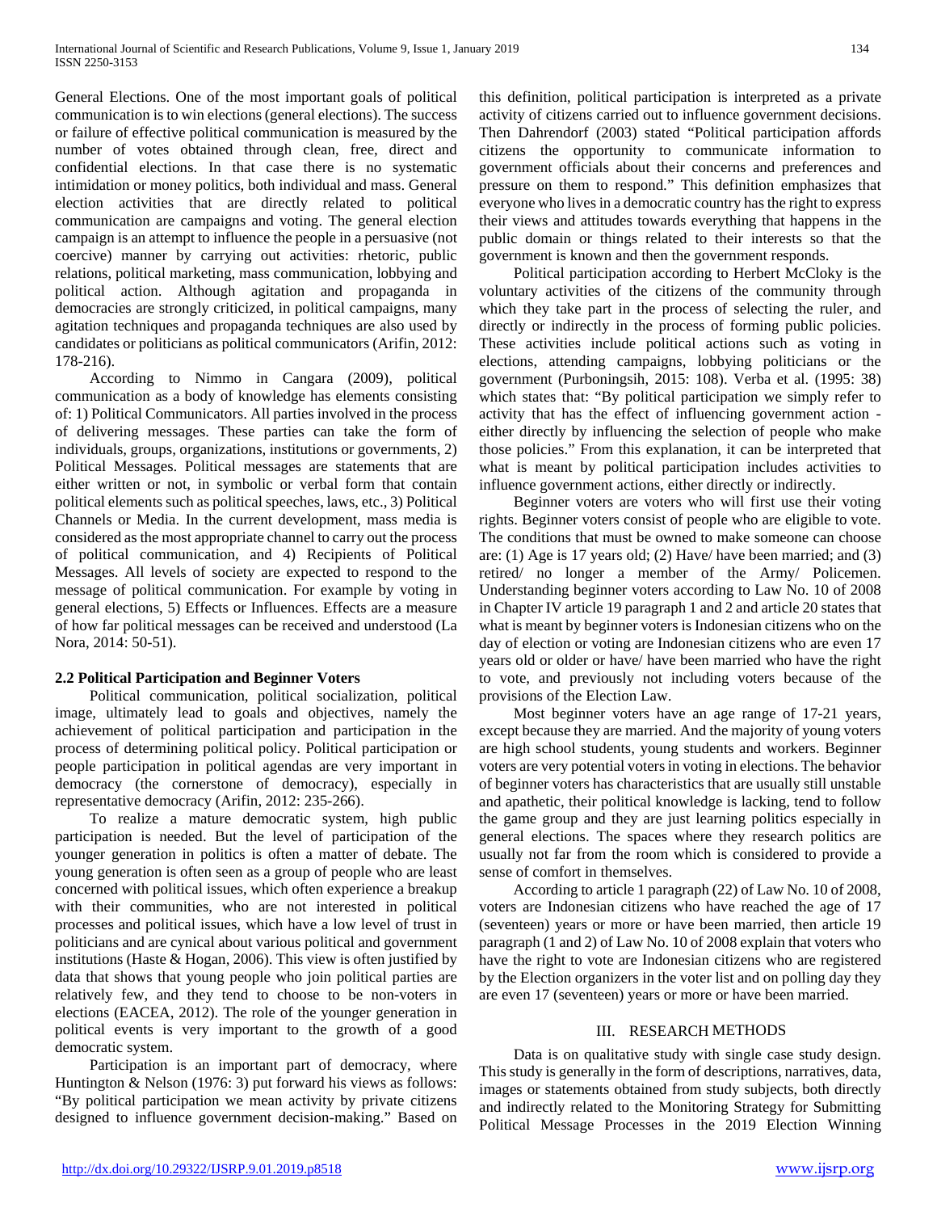General Elections. One of the most important goals of political communication is to win elections (general elections). The success or failure of effective political communication is measured by the number of votes obtained through clean, free, direct and confidential elections. In that case there is no systematic intimidation or money politics, both individual and mass. General election activities that are directly related to political communication are campaigns and voting. The general election campaign is an attempt to influence the people in a persuasive (not coercive) manner by carrying out activities: rhetoric, public relations, political marketing, mass communication, lobbying and political action. Although agitation and propaganda in democracies are strongly criticized, in political campaigns, many agitation techniques and propaganda techniques are also used by candidates or politicians as political communicators (Arifin, 2012: 178-216).

According to Nimmo in Cangara (2009), political communication as a body of knowledge has elements consisting of: 1) Political Communicators. All parties involved in the process of delivering messages. These parties can take the form of individuals, groups, organizations, institutions or governments, 2) Political Messages. Political messages are statements that are either written or not, in symbolic or verbal form that contain political elements such as political speeches, laws, etc., 3) Political Channels or Media. In the current development, mass media is considered as the most appropriate channel to carry out the process of political communication, and 4) Recipients of Political Messages. All levels of society are expected to respond to the message of political communication. For example by voting in general elections, 5) Effects or Influences. Effects are a measure of how far political messages can be received and understood (La Nora, 2014: 50-51).

### 2.2 Political Participation and Beginner Voters

Political communication, political socialization, political image, ultimately lead to goals and objectives, namely the achievement of political participation and participation in the process of determining political policy. Political participation or people participation in political agendas are very important in democracy (the cornerstone of democracy), especially in representative democracy (Arifin, 2012: 235-266).

To realize a mature democratic system, high public participation is needed. But the level of participation of the younger generation in politics is often a matter of debate. The young generation is often seen as a group of people who are least concerned with political issues, which often experience a breakup with their communities, who are not interested in political processes and political issues, which have a low level of trust in politicians and are cynical about various political and government institutions (Haste & Hogan, 2006). This view is often justified by data that shows that young people who join political parties are relatively few, and they tend to choose to be non-voters in elections (EACEA, 2012). The role of the younger generation in political events is very important to the growth of a good democratic system.

Participation is an important part of democracy, where Huntington & Nelson (1976: 3) put forward his views as follows: "By political participation we mean activity by private citizens designed to influence government decision-making." Based on this definition, political participation is interpreted as a private activity of citizens carried out to influence government decisions. Then Dahrendorf (2003) stated "Political participation affords citizens the opportunity to communicate information to government officials about their concerns and preferences and pressure on them to respond." This definition emphasizes that everyone who lives in a democratic country has the right to express their views and attitudes towards everything that happens in the public domain or things related to their interests so that the government is known and then the government responds.

Political participation according to Herbert McCloky is the voluntary activities of the citizens of the community through which they take part in the process of selecting the ruler, and directly or indirectly in the process of forming public policies. These activities include political actions such as voting in elections, attending campaigns, lobbying politicians or the government (Purboningsih, 2015: 108). Verba et al. (1995: 38) which states that: "By political participation we simply refer to activity that has the effect of influencing government action - either directly by influencing the selection of people who make those policies." From this explanation, it can be interpreted that what is meant by political participation includes activities to influence government actions, either directly or indirectly.

Beginner voters are voters who will first use their voting rights. Beginner voters consist of people who are eligible to vote. The conditions that must be owned to make someone can choose are: (1) Age is 17 years old; (2) Have/ have been married; and (3) retired/ no longer a member of the Army/ Policemen. Understanding beginner voters according to Law No. 10 of 2008 in Chapter IV article 19 paragraph 1 and 2 and article 20 states that what is meant by beginner voters is Indonesian citizens who on the day of election or voting are Indonesian citizens who are even 17 years old or older or have/ have been married who have the right to vote, and previously not including voters because of the provisions of the Election Law.

Most beginner voters have an age range of 17-21 years, except because they are married. And the majority of young voters are high school students, young students and workers. Beginner voters are very potential voters in voting in elections. The behavior of beginner voters has characteristics that are usually still unstable and apathetic, their political knowledge is lacking, tend to follow the game group and they are just learning politics especially in general elections. The spaces where they research politics are usually not far from the room which is considered to provide a sense of comfort in themselves.

According to article 1 paragraph (22) of Law No. 10 of 2008, voters are Indonesian citizens who have reached the age of 17 (seventeen) years or more or have been married, then article 19 paragraph (1 and 2) of Law No. 10 of 2008 explain that voters who have the right to vote are Indonesian citizens who are registered by the Election organizers in the voter list and on polling day they are even 17 (seventeen) years or more or have been married.

## III. RESEARCH METHODS

Data is on qualitative study with single case study design. This study is generally in the form of descriptions, narratives, data, images or statements obtained from study subjects, both directly and indirectly related to the Monitoring Strategy for Submitting Political Message Processes in the 2019 Election Winning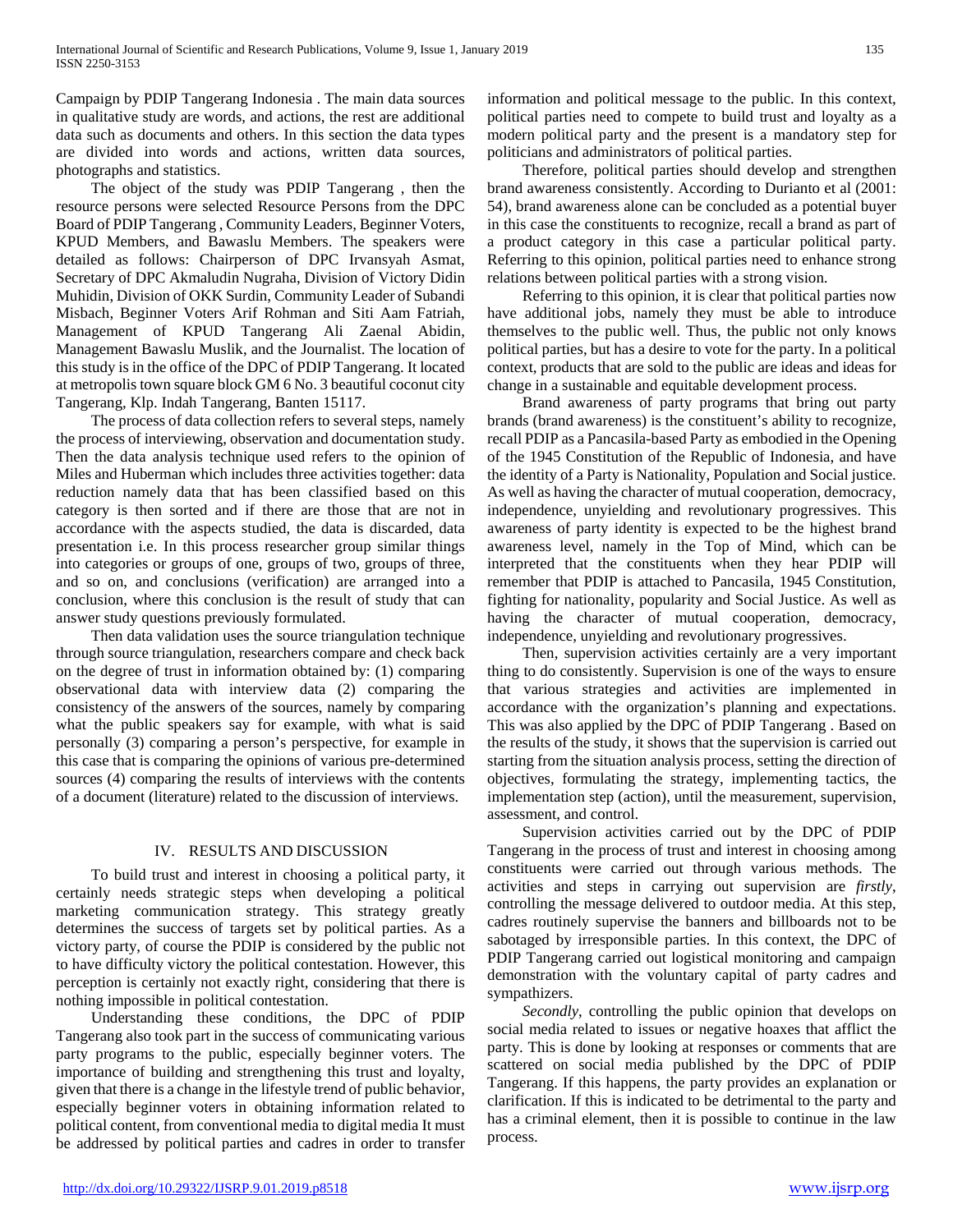Campaign by PDIP Tangerang Indonesia . The main data sources in qualitative study are words, and actions, the rest are additional data such as documents and others. In this section the data types are divided into words and actions, written data sources, photographs and statistics.

The object of the study was PDIP Tangerang , then the resource persons were selected Resource Persons from the DPC Board of PDIP Tangerang , Community Leaders, Beginner Voters, KPUD Members, and Bawaslu Members. The speakers were detailed as follows: Chairperson of DPC Irvansyah Asmat, Secretary of DPC Akmaludin Nugraha, Division of Victory Didin Muhidin, Division of OKK Surdin, Community Leader of Subandi Misbach, Beginner Voters Arif Rohman and Siti Aam Fatriah, Management of KPUD Tangerang Ali Zaenal Abidin, Management Bawaslu Muslik, and the Journalist. The location of this study is in the office of the DPC of PDIP Tangerang. It located at metropolis town square block GM 6 No. 3 beautiful coconut city Tangerang, Klp. Indah Tangerang, Banten 15117.

The process of data collection refers to several steps, namely the process of interviewing, observation and documentation study. Then the data analysis technique used refers to the opinion of Miles and Huberman which includes three activities together: data reduction namely data that has been classified based on this category is then sorted and if there are those that are not in accordance with the aspects studied, the data is discarded, data presentation i.e. In this process researcher group similar things into categories or groups of one, groups of two, groups of three, and so on, and conclusions (verification) are arranged into a conclusion, where this conclusion is the result of study that can answer study questions previously formulated.

Then data validation uses the source triangulation technique through source triangulation, researchers compare and check back on the degree of trust in information obtained by: (1) comparing observational data with interview data (2) comparing the consistency of the answers of the sources, namely by comparing what the public speakers say for example, with what is said personally (3) comparing a person's perspective, for example in this case that is comparing the opinions of various pre-determined sources (4) comparing the results of interviews with the contents of a document (literature) related to the discussion of interviews.

## IV. RESULTS AND DISCUSSION

To build trust and interest in choosing a political party, it certainly needs strategic steps when developing a political marketing communication strategy. This strategy greatly determines the success of targets set by political parties. As a victory party, of course the PDIP is considered by the public not to have difficulty victory the political contestation. However, this perception is certainly not exactly right, considering that there is nothing impossible in political contestation.

Understanding these conditions, the DPC of PDIP Tangerang also took part in the success of communicating various party programs to the public, especially beginner voters. The importance of building and strengthening this trust and loyalty, given that there is a change in the lifestyle trend of public behavior, especially beginner voters in obtaining information related to political content, from conventional media to digital media It must be addressed by political parties and cadres in order to transfer information and political message to the public. In this context, political parties need to compete to build trust and loyalty as a modern political party and the present is a mandatory step for politicians and administrators of political parties.

Therefore, political parties should develop and strengthen brand awareness consistently. According to Durianto et al (2001: 54), brand awareness alone can be concluded as a potential buyer in this case the constituents to recognize, recall a brand as part of a product category in this case a particular political party. Referring to this opinion, political parties need to enhance strong relations between political parties with a strong vision.

Referring to this opinion, it is clear that political parties now have additional jobs, namely they must be able to introduce themselves to the public well. Thus, the public not only knows political parties, but has a desire to vote for the party. In a political context, products that are sold to the public are ideas and ideas for change in a sustainable and equitable development process.

Brand awareness of party programs that bring out party brands (brand awareness) is the constituent's ability to recognize, recall PDIP as a Pancasila-based Party as embodied in the Opening of the 1945 Constitution of the Republic of Indonesia, and have the identity of a Party is Nationality, Population and Social justice. As well as having the character of mutual cooperation, democracy, independence, unyielding and revolutionary progressives. This awareness of party identity is expected to be the highest brand awareness level, namely in the Top of Mind, which can be interpreted that the constituents when they hear PDIP will remember that PDIP is attached to Pancasila, 1945 Constitution, fighting for nationality, popularity and Social Justice. As well as having the character of mutual cooperation, democracy, independence, unyielding and revolutionary progressives.

Then, supervision activities certainly are a very important thing to do consistently. Supervision is one of the ways to ensure that various strategies and activities are implemented in accordance with the organization's planning and expectations. This was also applied by the DPC of PDIP Tangerang . Based on the results of the study, it shows that the supervision is carried out starting from the situation analysis process, setting the direction of objectives, formulating the strategy, implementing tactics, the implementation step (action), until the measurement, supervision, assessment, and control.

Supervision activities carried out by the DPC of PDIP Tangerang in the process of trust and interest in choosing among constituents were carried out through various methods. The activities and steps in carrying out supervision are *firstly*, controlling the message delivered to outdoor media. At this step, cadres routinely supervise the banners and billboards not to be sabotaged by irresponsible parties. In this context, the DPC of PDIP Tangerang carried out logistical monitoring and campaign demonstration with the voluntary capital of party cadres and sympathizers.

*Secondly*, controlling the public opinion that develops on social media related to issues or negative hoaxes that afflict the party. This is done by looking at responses or comments that are scattered on social media published by the DPC of PDIP Tangerang. If this happens, the party provides an explanation or clarification. If this is indicated to be detrimental to the party and has a criminal element, then it is possible to continue in the law process.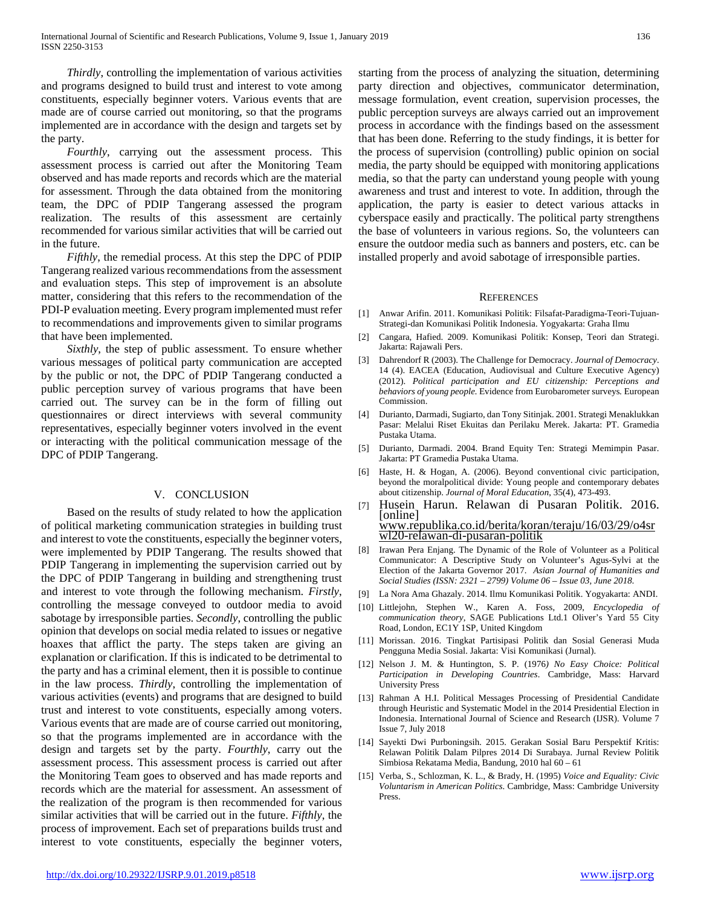*Thirdly*, controlling the implementation of various activities and programs designed to build trust and interest to vote among constituents, especially beginner voters. Various events that are made are of course carried out monitoring, so that the programs implemented are in accordance with the design and targets set by the party.

*Fourthly*, carrying out the assessment process. This assessment process is carried out after the Monitoring Team observed and has made reports and records which are the material for assessment. Through the data obtained from the monitoring team, the DPC of PDIP Tangerang assessed the program realization. The results of this assessment are certainly recommended for various similar activities that will be carried out in the future.

*Fifthly*, the remedial process. At this step the DPC of PDIP Tangerang realized various recommendations from the assessment and evaluation steps. This step of improvement is an absolute matter, considering that this refers to the recommendation of the PDI-P evaluation meeting. Every program implemented must refer to recommendations and improvements given to similar programs that have been implemented.

*Sixthly*, the step of public assessment. To ensure whether various messages of political party communication are accepted by the public or not, the DPC of PDIP Tangerang conducted a public perception survey of various programs that have been carried out. The survey can be in the form of filling out questionnaires or direct interviews with several community representatives, especially beginner voters involved in the event or interacting with the political communication message of the DPC of PDIP Tangerang.

## V. CONCLUSION

Based on the results of study related to how the application of political marketing communication strategies in building trust and interest to vote the constituents, especially the beginner voters, were implemented by PDIP Tangerang. The results showed that PDIP Tangerang in implementing the supervision carried out by the DPC of PDIP Tangerang in building and strengthening trust and interest to vote through the following mechanism. *Firstly*, controlling the message conveyed to outdoor media to avoid sabotage by irresponsible parties. *Secondly*, controlling the public opinion that develops on social media related to issues or negative hoaxes that afflict the party. The steps taken are giving an explanation or clarification. If this is indicated to be detrimental to the party and has a criminal element, then it is possible to continue in the law process. *Thirdly*, controlling the implementation of various activities (events) and programs that are designed to build trust and interest to vote constituents, especially among voters. Various events that are made are of course carried out monitoring, so that the programs implemented are in accordance with the design and targets set by the party. *Fourthly*, carry out the assessment process. This assessment process is carried out after the Monitoring Team goes to observed and has made reports and records which are the material for assessment. An assessment of the realization of the program is then recommended for various similar activities that will be carried out in the future. *Fifthly*, the process of improvement. Each set of preparations builds trust and interest to vote constituents, especially the beginner voters, starting from the process of analyzing the situation, determining party direction and objectives, communicator determination, message formulation, event creation, supervision processes, the public perception surveys are always carried out an improvement process in accordance with the findings based on the assessment that has been done. Referring to the study findings, it is better for the process of supervision (controlling) public opinion on social media, the party should be equipped with monitoring applications media, so that the party can understand young people with young awareness and trust and interest to vote. In addition, through the application, the party is easier to detect various attacks in cyberspace easily and practically. The political party strengthens the base of volunteers in various regions. So, the volunteers can ensure the outdoor media such as banners and posters, etc. can be installed properly and avoid sabotage of irresponsible parties.

## REFERENCES

[1] Anwar Arifin. 2011. Komunikasi Politik: Filsafat-Paradigma-Teori-Tujuan-Strategi-dan Komunikasi Politik Indonesia. Yogyakarta: Graha Ilmu

[2] Cangara, Hafied. 2009. Komunikasi Politik: Konsep, Teori dan Strategi. Jakarta: Rajawali Pers.

[3] Dahrendorf R (2003). The Challenge for Democracy. *Journal of Democracy*. 14 (4). EACEA (Education, Audiovisual and Culture Executive Agency) (2012). *Political participation and EU citizenship: Perceptions and behaviors of young people.* Evidence from Eurobarometer surveys*.* European Commission.

[4] Durianto, Darmadi, Sugiarto, dan Tony Sitinjak. 2001. Strategi Menaklukkan Pasar: Melalui Riset Ekuitas dan Perilaku Merek. Jakarta: PT. Gramedia Pustaka Utama.

[5] Durianto, Darmadi. 2004. Brand Equity Ten: Strategi Memimpin Pasar. Jakarta: PT Gramedia Pustaka Utama.

[6] Haste, H. & Hogan, A. (2006). Beyond conventional civic participation, beyond the moralpolitical divide: Young people and contemporary debates about citizenship. *Journal of Moral Education*, 35(4), 473-493.

[7] Husein Harun. Relawan di Pusaran Politik. 2016. [online] www.republika.co.id/berita/koran/teraju/16/03/29/o4srwl20-relawan-di-pusaran-politik

[8] Irawan Pera Enjang. The Dynamic of the Role of Volunteer as a Political Communicator: A Descriptive Study on Volunteer's Agus-Sylvi at the Election of the Jakarta Governor 2017. *Asian Journal of Humanities and Social Studies (ISSN: 2321 – 2799) Volume 06 – Issue 03, June 2018.*

[9] La Nora Ama Ghazaly. 2014. Ilmu Komunikasi Politik. Yogyakarta: ANDI.

[10] Littlejohn, Stephen W., Karen A. Foss, 2009, *Encyclopedia of communication theory*, SAGE Publications Ltd.1 Oliver's Yard 55 City Road, London, EC1Y 1SP, United Kingdom

[11] Morissan. 2016. Tingkat Partisipasi Politik dan Sosial Generasi Muda Pengguna Media Sosial. Jakarta: Visi Komunikasi (Jurnal).

[12] Nelson J. M. & Huntington, S. P. (1976*) No Easy Choice: Political Participation in Developing Countries*. Cambridge, Mass: Harvard University Press

[13] Rahman A H.I. Political Messages Processing of Presidential Candidate through Heuristic and Systematic Model in the 2014 Presidential Election in Indonesia. International Journal of Science and Research (IJSR). Volume 7 Issue 7, July 2018

[14] Sayekti Dwi Purboningsih. 2015. Gerakan Sosial Baru Perspektif Kritis: Relawan Politik Dalam Pilpres 2014 Di Surabaya. Jurnal Review Politik Simbiosa Rekatama Media, Bandung, 2010 hal 60 – 61

[15] Verba, S., Schlozman, K. L., & Brady, H. (1995) *Voice and Equality: Civic Voluntarism in American Politics*. Cambridge, Mass: Cambridge University Press.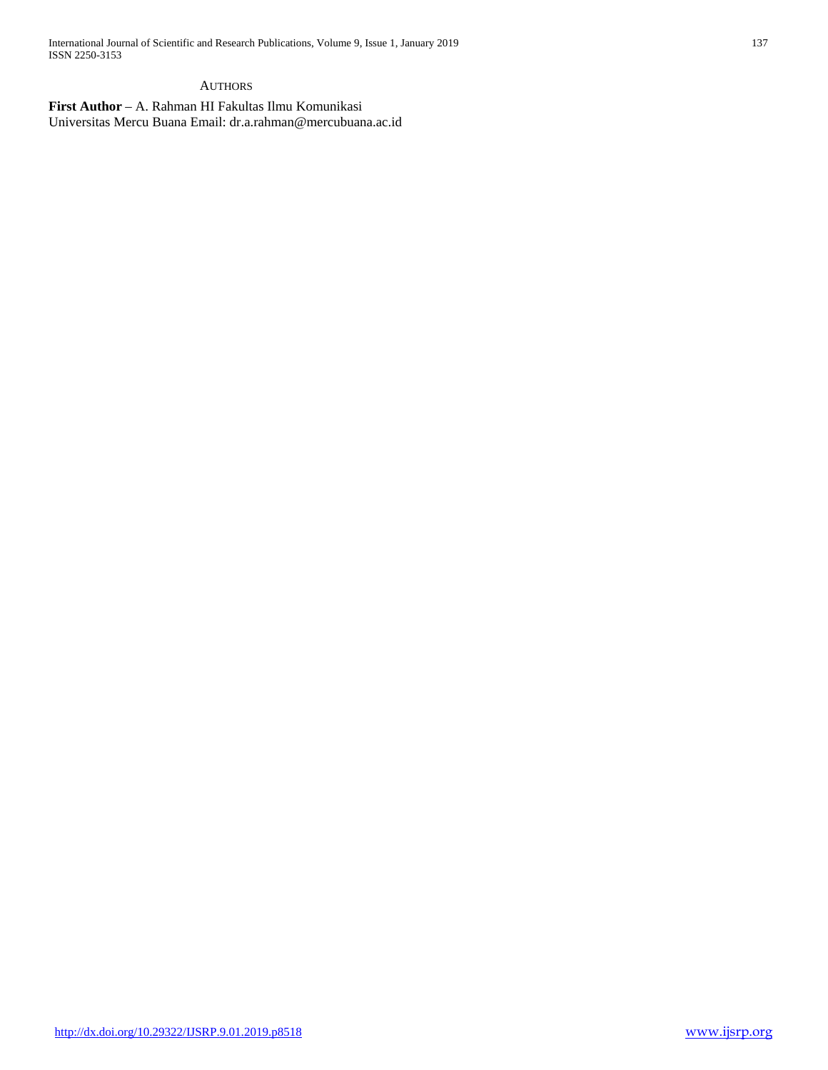AUTHORS

**First Author** – A. Rahman HI Fakultas Ilmu Komunikasi Universitas Mercu Buana Email: dr.a.rahman@mercubuana.ac.id